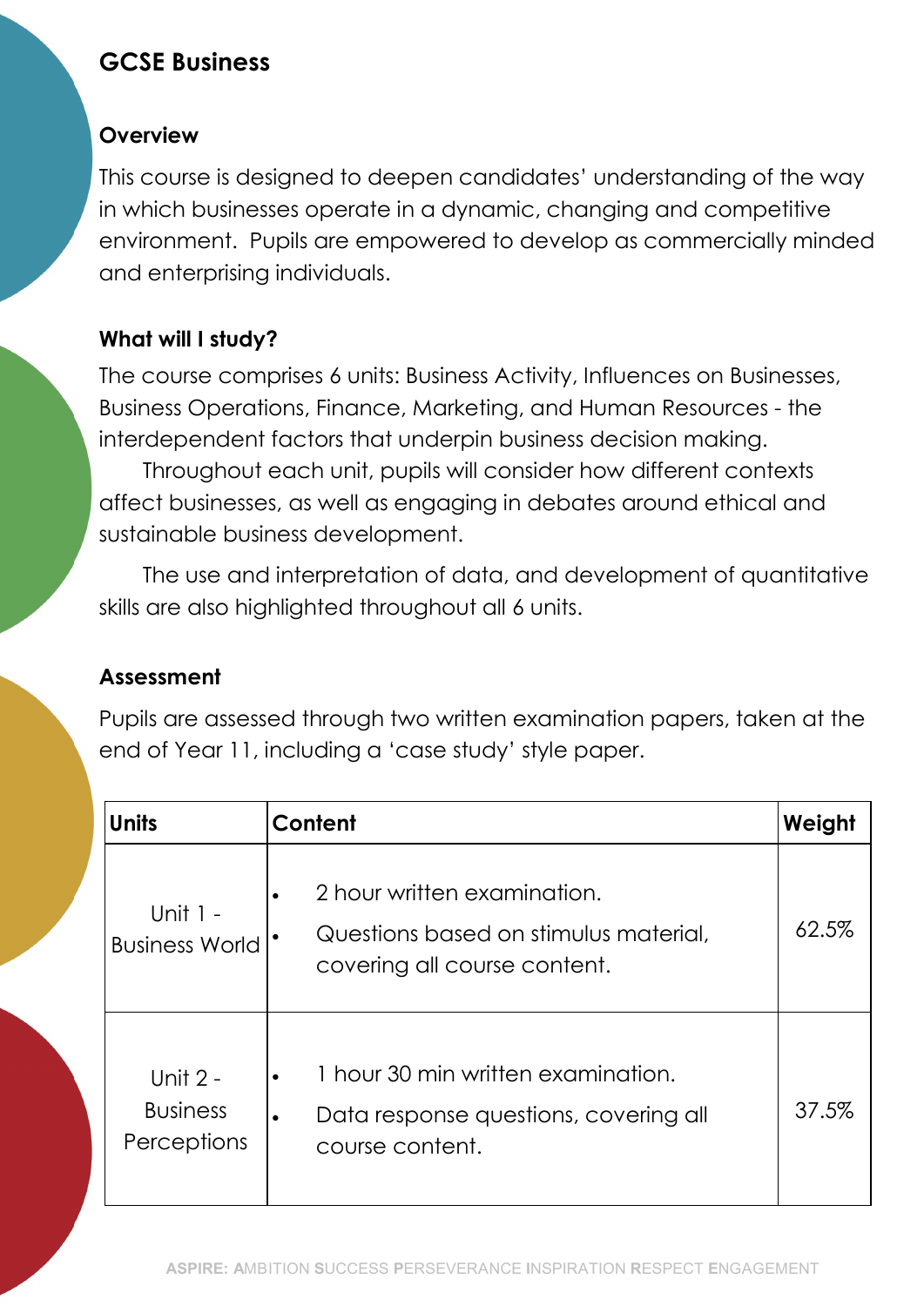# GCSE Business

## Overview

This course is designed to deepen candidates' understanding of the way in which businesses operate in a dynamic, changing and competitive environment. Pupils are empowered to develop as commercially minded and enterprising individuals.

## What will I study?

The course comprises 6 units: Business Activity, Influences on Businesses, Business Operations, Finance, Marketing, and Human Resources - the interdependent factors that underpin business decision making.

Throughout each unit, pupils will consider how different contexts affect businesses, as well as engaging in debates around ethical and sustainable business development.

The use and interpretation of data, and development of quantitative skills are also highlighted throughout all 6 units.

## Assessment

Pupils are assessed through two written examination papers, taken at the end of Year 11, including a 'case study' style paper.

| Units | Content | Weight |
|---|---|---|
| Unit 1 - Business World | • 2 hour written examination.<br>• Questions based on stimulus material, covering all course content. | 62.5% |
| Unit 2 - Business Perceptions | • 1 hour 30 min written examination.<br>• Data response questions, covering all course content. | 37.5% |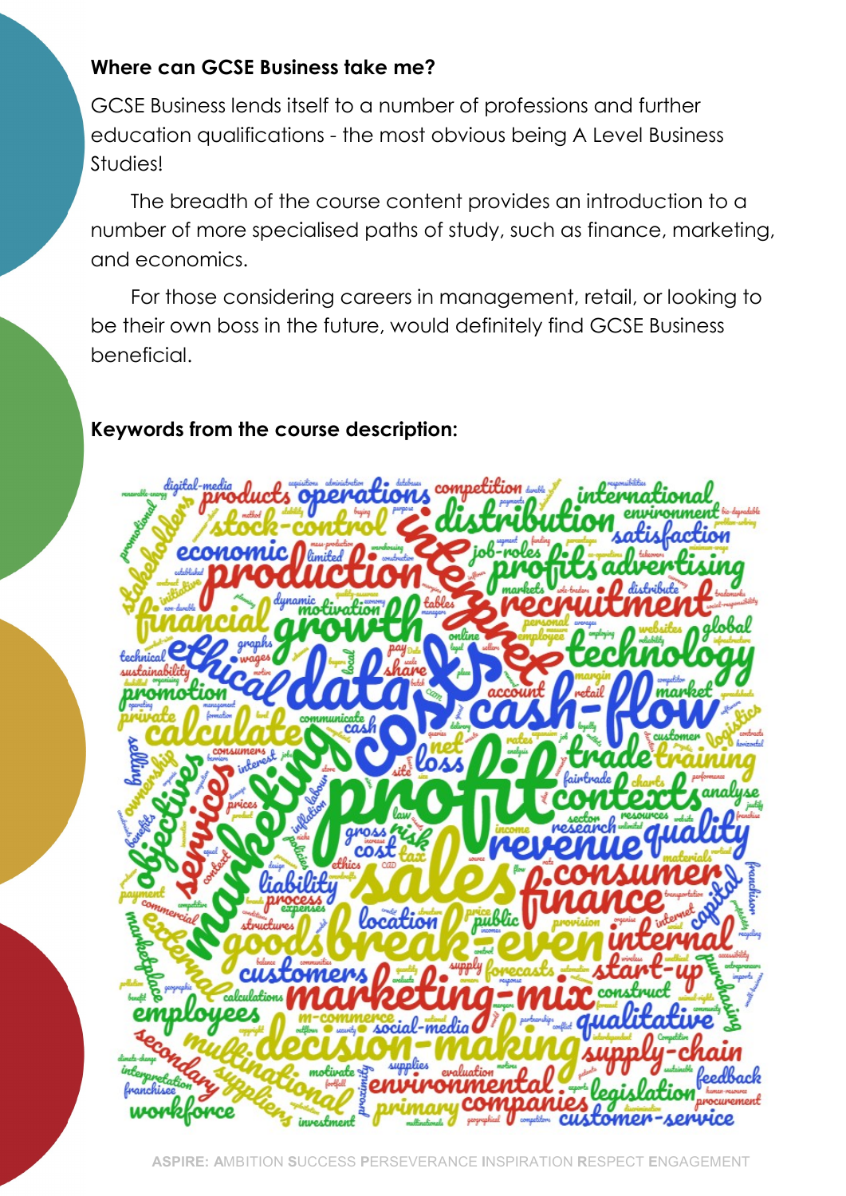**Where can GCSE Business take me?**

GCSE Business lends itself to a number of professions and further education qualifications - the most obvious being A Level Business Studies!

The breadth of the course content provides an introduction to a number of more specialised paths of study, such as finance, marketing, and economics.

For those considering careers in management, retail, or looking to be their own boss in the future, would definitely find GCSE Business beneficial.

**Keywords from the course description:**